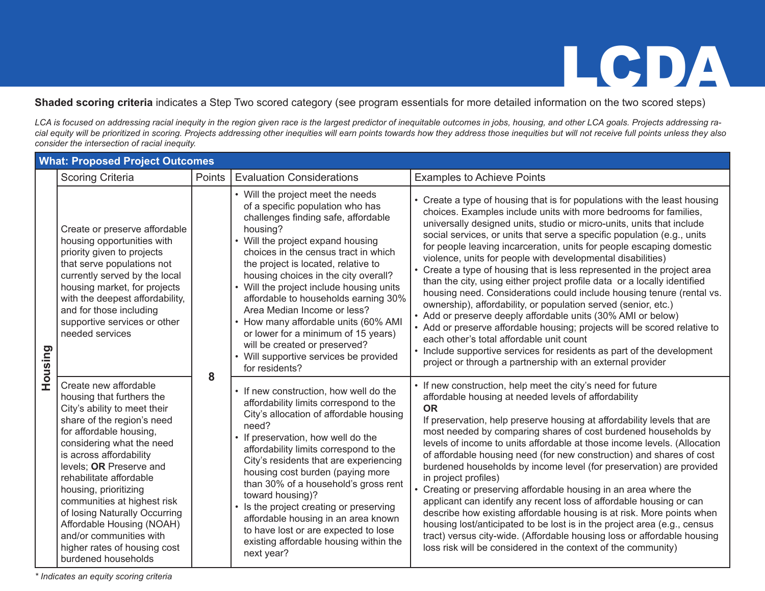# LCDA

**Shaded scoring criteria** indicates a Step Two scored category (see program essentials for more detailed information on the two scored steps)

*LCA is focused on addressing racial inequity in the region given race is the largest predictor of inequitable outcomes in jobs, housing, and other LCA goals. Projects addressing racial equity will be prioritized in scoring. Projects addressing other inequities will earn points towards how they address those inequities but will not receive full points unless they also consider the intersection of racial inequity.*

| What: Proposed Project Outcomes | | | | |
|---|---|---|---|---|
| | Scoring Criteria | Points | Evaluation Considerations | Examples to Achieve Points |
| Housing | Create or preserve affordable housing opportunities with priority given to projects that serve populations not currently served by the local housing market, for projects with the deepest affordability, and for those including supportive services or other needed services | 8 | • Will the project meet the needs of a specific population who has challenges finding safe, affordable housing?<br>• Will the project expand housing choices in the census tract in which the project is located, relative to housing choices in the city overall?<br>• Will the project include housing units affordable to households earning 30% Area Median Income or less?<br>• How many affordable units (60% AMI or lower for a minimum of 15 years) will be created or preserved?<br>• Will supportive services be provided for residents? | • Create a type of housing that is for populations with the least housing choices. Examples include units with more bedrooms for families, universally designed units, studio or micro-units, units that include social services, or units that serve a specific population (e.g., units for people leaving incarceration, units for people escaping domestic violence, units for people with developmental disabilities)<br>• Create a type of housing that is less represented in the project area than the city, using either project profile data or a locally identified housing need. Considerations could include housing tenure (rental vs. ownership), affordability, or population served (senior, etc.)<br>• Add or preserve deeply affordable units (30% AMI or below)<br>• Add or preserve affordable housing; projects will be scored relative to each other's total affordable unit count<br>• Include supportive services for residents as part of the development project or through a partnership with an external provider |
| | Create new affordable housing that furthers the City's ability to meet their share of the region's need for affordable housing, considering what the need is across affordability levels; **OR** Preserve and rehabilitate affordable housing, prioritizing communities at highest risk of losing Naturally Occurring Affordable Housing (NOAH) and/or communities with higher rates of housing cost burdened households | | • If new construction, how well do the affordability limits correspond to the City's allocation of affordable housing need?<br>• If preservation, how well do the affordability limits correspond to the City's residents that are experiencing housing cost burden (paying more than 30% of a household's gross rent toward housing)?<br>• Is the project creating or preserving affordable housing in an area known to have lost or are expected to lose existing affordable housing within the next year? | • If new construction, help meet the city's need for future affordable housing at needed levels of affordability<br>**OR**<br>If preservation, help preserve housing at affordability levels that are most needed by comparing shares of cost burdened households by levels of income to units affordable at those income levels. (Allocation of affordable housing need (for new construction) and shares of cost burdened households by income level (for preservation) are provided in project profiles)<br>• Creating or preserving affordable housing in an area where the applicant can identify any recent loss of affordable housing or can describe how existing affordable housing is at risk. More points when housing lost/anticipated to be lost is in the project area (e.g., census tract) versus city-wide. (Affordable housing loss or affordable housing loss risk will be considered in the context of the community) |

*\* Indicates an equity scoring criteria*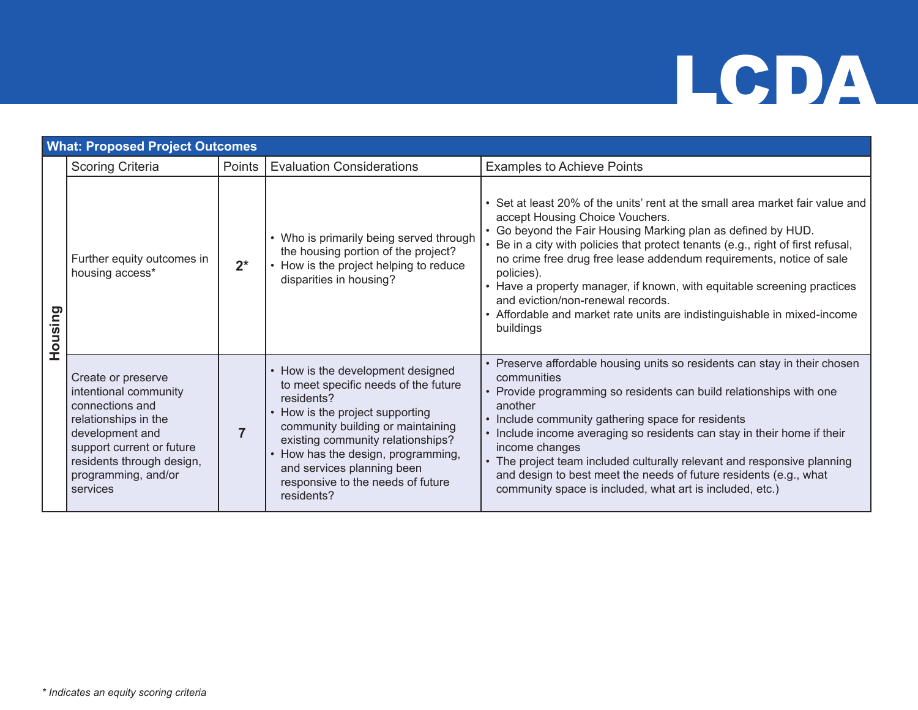## What: Proposed Project Outcomes

| | Scoring Criteria | Points | Evaluation Considerations | Examples to Achieve Points |
|---|---|---|---|---|
| Housing | Further equity outcomes in housing access* | 2* | • Who is primarily being served through the housing portion of the project?<br>• How is the project helping to reduce disparities in housing? | • Set at least 20% of the units' rent at the small area market fair value and accept Housing Choice Vouchers.<br>• Go beyond the Fair Housing Marking plan as defined by HUD.<br>• Be in a city with policies that protect tenants (e.g., right of first refusal, no crime free drug free lease addendum requirements, notice of sale policies).<br>• Have a property manager, if known, with equitable screening practices and eviction/non-renewal records.<br>• Affordable and market rate units are indistinguishable in mixed-income buildings |
| Housing | Create or preserve intentional community connections and relationships in the development and support current or future residents through design, programming, and/or services | 7 | • How is the development designed to meet specific needs of the future residents?<br>• How is the project supporting community building or maintaining existing community relationships?<br>• How has the design, programming, and services planning been responsive to the needs of future residents? | • Preserve affordable housing units so residents can stay in their chosen communities<br>• Provide programming so residents can build relationships with one another<br>• Include community gathering space for residents<br>• Include income averaging so residents can stay in their home if their income changes<br>• The project team included culturally relevant and responsive planning and design to best meet the needs of future residents (e.g., what community space is included, what art is included, etc.) |

*\* Indicates an equity scoring criteria*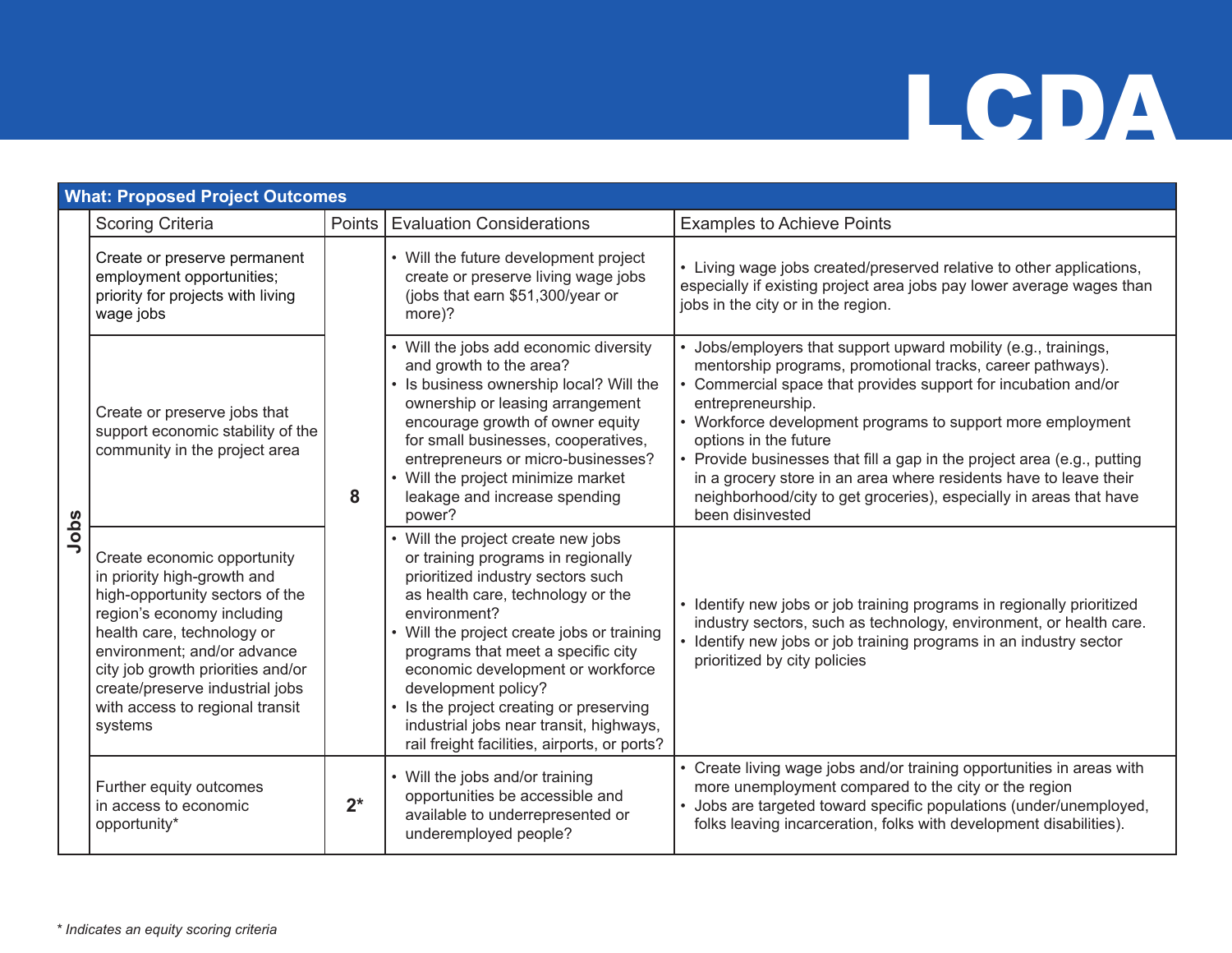# LCDA

| What: Proposed Project Outcomes | | | | |
|---|---|---|---|---|
| | Scoring Criteria | Points | Evaluation Considerations | Examples to Achieve Points |
| Jobs | Create or preserve permanent employment opportunities; priority for projects with living wage jobs | 8 | • Will the future development project create or preserve living wage jobs (jobs that earn $51,300/year or more)? | • Living wage jobs created/preserved relative to other applications, especially if existing project area jobs pay lower average wages than jobs in the city or in the region. |
| | Create or preserve jobs that support economic stability of the community in the project area | | • Will the jobs add economic diversity and growth to the area?<br>• Is business ownership local? Will the ownership or leasing arrangement encourage growth of owner equity for small businesses, cooperatives, entrepreneurs or micro-businesses?<br>• Will the project minimize market leakage and increase spending power? | • Jobs/employers that support upward mobility (e.g., trainings, mentorship programs, promotional tracks, career pathways).<br>• Commercial space that provides support for incubation and/or entrepreneurship.<br>• Workforce development programs to support more employment options in the future<br>• Provide businesses that fill a gap in the project area (e.g., putting in a grocery store in an area where residents have to leave their neighborhood/city to get groceries), especially in areas that have been disinvested |
| | Create economic opportunity in priority high-growth and high-opportunity sectors of the region's economy including health care, technology or environment; and/or advance city job growth priorities and/or create/preserve industrial jobs with access to regional transit systems | | • Will the project create new jobs or training programs in regionally prioritized industry sectors such as health care, technology or the environment?<br>• Will the project create jobs or training programs that meet a specific city economic development or workforce development policy?<br>• Is the project creating or preserving industrial jobs near transit, highways, rail freight facilities, airports, or ports? | • Identify new jobs or job training programs in regionally prioritized industry sectors, such as technology, environment, or health care.<br>• Identify new jobs or job training programs in an industry sector prioritized by city policies |
| | Further equity outcomes in access to economic opportunity* | **2*** | • Will the jobs and/or training opportunities be accessible and available to underrepresented or underemployed people? | • Create living wage jobs and/or training opportunities in areas with more unemployment compared to the city or the region<br>• Jobs are targeted toward specific populations (under/unemployed, folks leaving incarceration, folks with development disabilities). |

*\* Indicates an equity scoring criteria*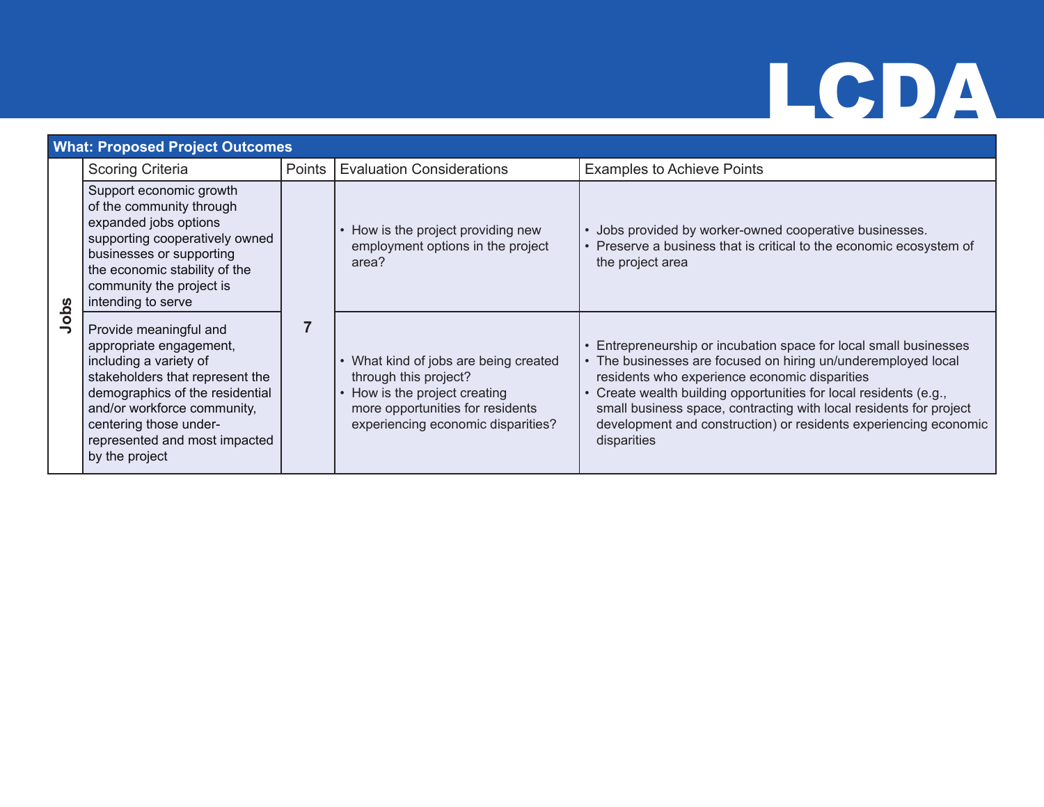| What: Proposed Project Outcomes | | | | |
|---|---|---|---|---|
| | Scoring Criteria | Points | Evaluation Considerations | Examples to Achieve Points |
| **Jobs** | Support economic growth of the community through expanded jobs options supporting cooperatively owned businesses or supporting the economic stability of the community the project is intending to serve | **7** | • How is the project providing new employment options in the project area? | • Jobs provided by worker-owned cooperative businesses.<br>• Preserve a business that is critical to the economic ecosystem of the project area |
| | Provide meaningful and appropriate engagement, including a variety of stakeholders that represent the demographics of the residential and/or workforce community, centering those under-represented and most impacted by the project | | • What kind of jobs are being created through this project?<br>• How is the project creating more opportunities for residents experiencing economic disparities? | • Entrepreneurship or incubation space for local small businesses<br>• The businesses are focused on hiring un/underemployed local residents who experience economic disparities<br>• Create wealth building opportunities for local residents (e.g., small business space, contracting with local residents for project development and construction) or residents experiencing economic disparities |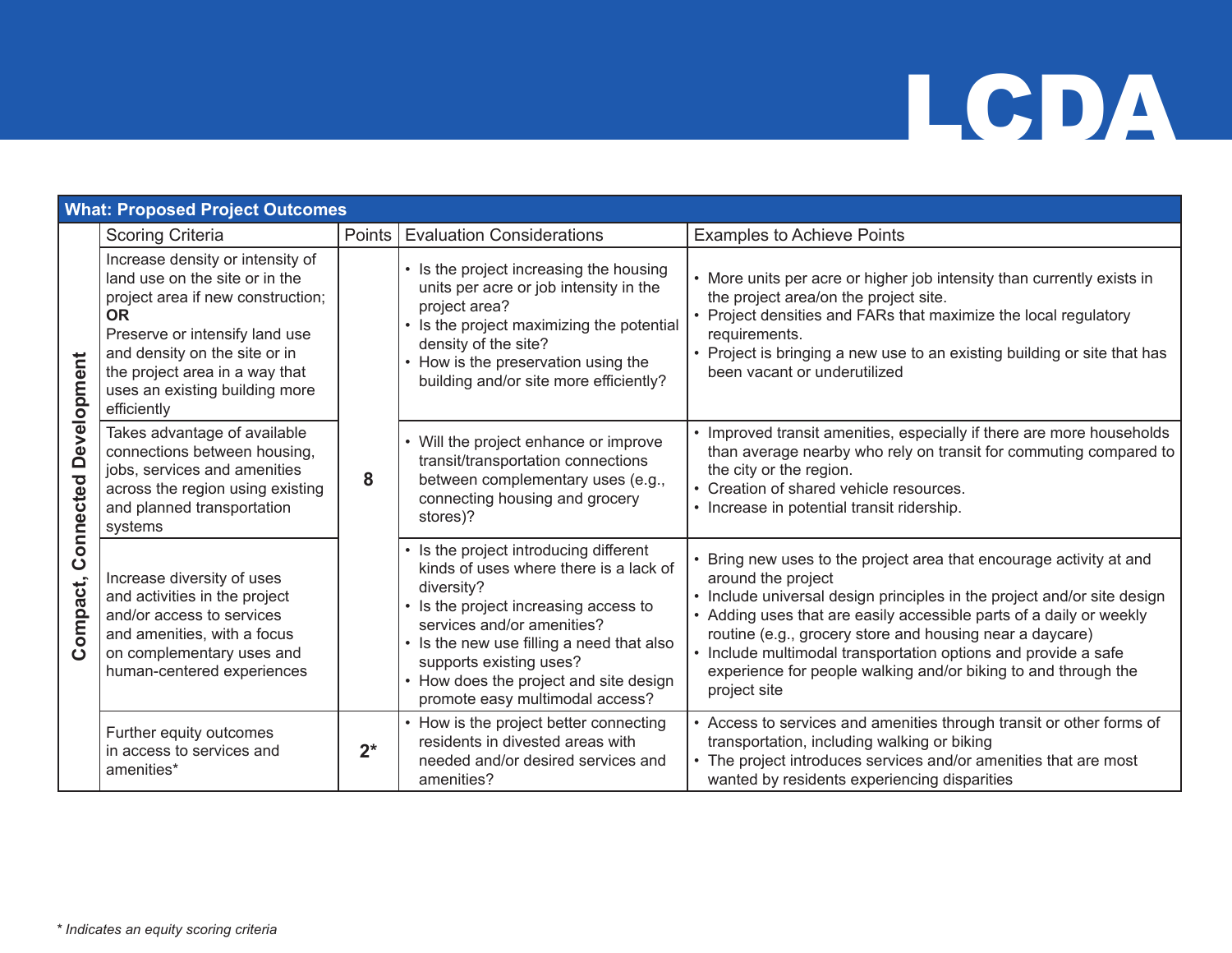# LCDA

| What: Proposed Project Outcomes | | | | |
|---|---|---|---|---|
| | Scoring Criteria | Points | Evaluation Considerations | Examples to Achieve Points |
| **Compact, Connected Development** | Increase density or intensity of land use on the site or in the project area if new construction; **OR** Preserve or intensify land use and density on the site or in the project area in a way that uses an existing building more efficiently | **8** | • Is the project increasing the housing units per acre or job intensity in the project area?<br>• Is the project maximizing the potential density of the site?<br>• How is the preservation using the building and/or site more efficiently? | • More units per acre or higher job intensity than currently exists in the project area/on the project site.<br>• Project densities and FARs that maximize the local regulatory requirements.<br>• Project is bringing a new use to an existing building or site that has been vacant or underutilized |
| | Takes advantage of available connections between housing, jobs, services and amenities across the region using existing and planned transportation systems | | • Will the project enhance or improve transit/transportation connections between complementary uses (e.g., connecting housing and grocery stores)? | • Improved transit amenities, especially if there are more households than average nearby who rely on transit for commuting compared to the city or the region.<br>• Creation of shared vehicle resources.<br>• Increase in potential transit ridership. |
| | Increase diversity of uses and activities in the project and/or access to services and amenities, with a focus on complementary uses and human-centered experiences | | • Is the project introducing different kinds of uses where there is a lack of diversity?<br>• Is the project increasing access to services and/or amenities?<br>• Is the new use filling a need that also supports existing uses?<br>• How does the project and site design promote easy multimodal access? | • Bring new uses to the project area that encourage activity at and around the project<br>• Include universal design principles in the project and/or site design<br>• Adding uses that are easily accessible parts of a daily or weekly routine (e.g., grocery store and housing near a daycare)<br>• Include multimodal transportation options and provide a safe experience for people walking and/or biking to and through the project site |
| | Further equity outcomes in access to services and amenities* | **2*** | • How is the project better connecting residents in divested areas with needed and/or desired services and amenities? | • Access to services and amenities through transit or other forms of transportation, including walking or biking<br>• The project introduces services and/or amenities that are most wanted by residents experiencing disparities |

*\* Indicates an equity scoring criteria*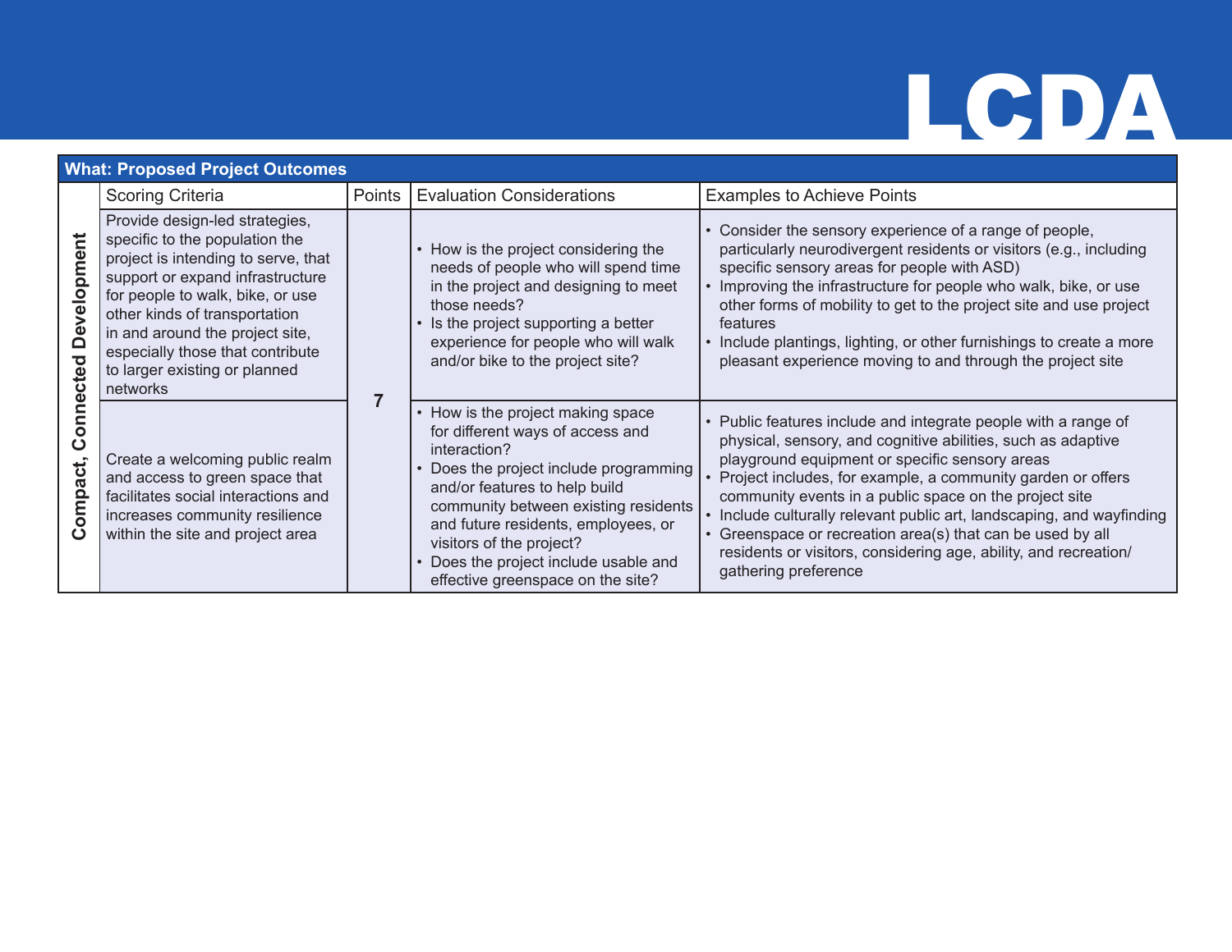LCDA

| What: Proposed Project Outcomes | | | | |
|---|---|---|---|---|
| | Scoring Criteria | Points | Evaluation Considerations | Examples to Achieve Points |
| **Compact, Connected Development** | Provide design-led strategies, specific to the population the project is intending to serve, that support or expand infrastructure for people to walk, bike, or use other kinds of transportation in and around the project site, especially those that contribute to larger existing or planned networks | 7 | • How is the project considering the needs of people who will spend time in the project and designing to meet those needs?<br>• Is the project supporting a better experience for people who will walk and/or bike to the project site? | • Consider the sensory experience of a range of people, particularly neurodivergent residents or visitors (e.g., including specific sensory areas for people with ASD)<br>• Improving the infrastructure for people who walk, bike, or use other forms of mobility to get to the project site and use project features<br>• Include plantings, lighting, or other furnishings to create a more pleasant experience moving to and through the project site |
| | Create a welcoming public realm and access to green space that facilitates social interactions and increases community resilience within the site and project area | | • How is the project making space for different ways of access and interaction?<br>• Does the project include programming and/or features to help build community between existing residents and future residents, employees, or visitors of the project?<br>• Does the project include usable and effective greenspace on the site? | • Public features include and integrate people with a range of physical, sensory, and cognitive abilities, such as adaptive playground equipment or specific sensory areas<br>• Project includes, for example, a community garden or offers community events in a public space on the project site<br>• Include culturally relevant public art, landscaping, and wayfinding<br>• Greenspace or recreation area(s) that can be used by all residents or visitors, considering age, ability, and recreation/gathering preference |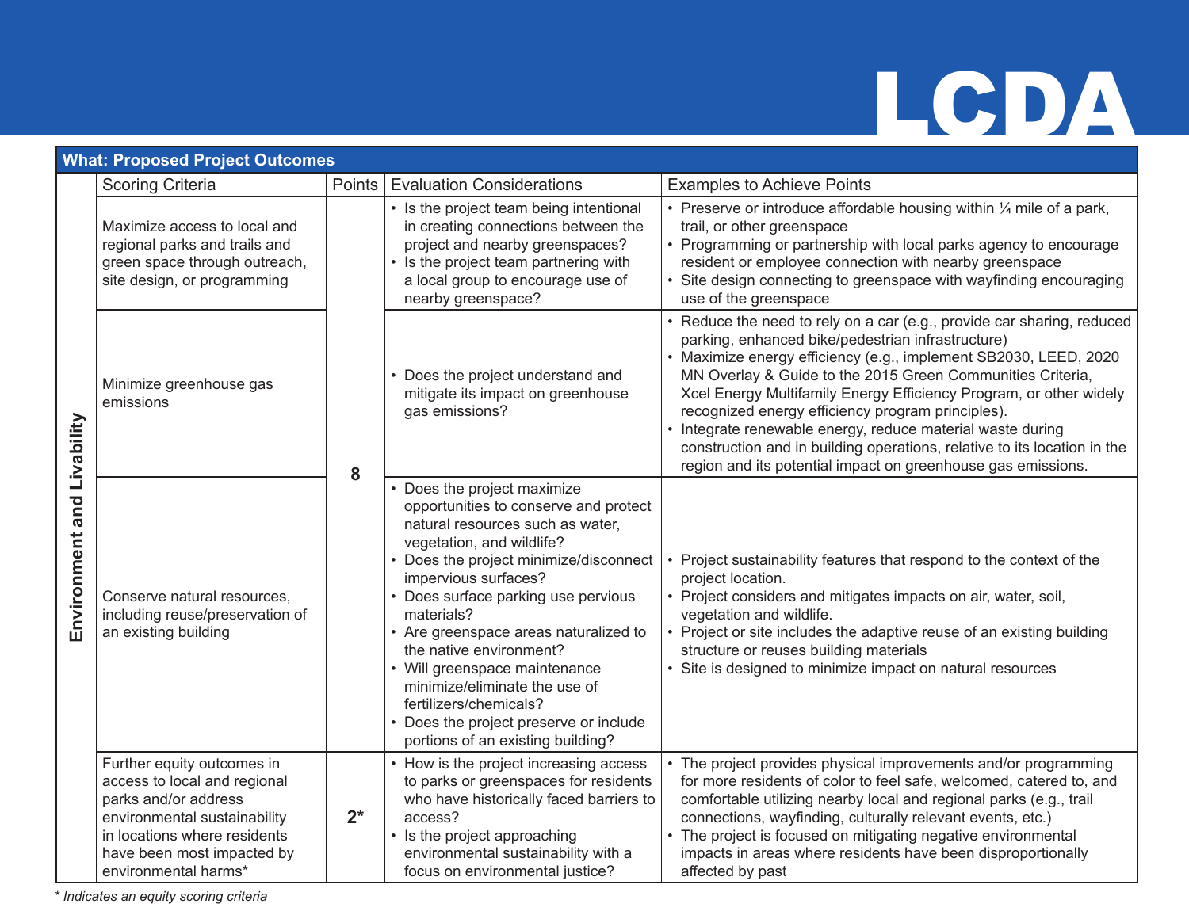## LCDA

| What: Proposed Project Outcomes | | | | |
|---|---|---|---|---|
| | Scoring Criteria | Points | Evaluation Considerations | Examples to Achieve Points |
| **Environment and Livability** | Maximize access to local and regional parks and trails and green space through outreach, site design, or programming | **8** | • Is the project team being intentional in creating connections between the project and nearby greenspaces?<br>• Is the project team partnering with a local group to encourage use of nearby greenspace? | • Preserve or introduce affordable housing within ¼ mile of a park, trail, or other greenspace<br>• Programming or partnership with local parks agency to encourage resident or employee connection with nearby greenspace<br>• Site design connecting to greenspace with wayfinding encouraging use of the greenspace |
| | Minimize greenhouse gas emissions | | • Does the project understand and mitigate its impact on greenhouse gas emissions? | • Reduce the need to rely on a car (e.g., provide car sharing, reduced parking, enhanced bike/pedestrian infrastructure)<br>• Maximize energy efficiency (e.g., implement SB2030, LEED, 2020 MN Overlay & Guide to the 2015 Green Communities Criteria, Xcel Energy Multifamily Energy Efficiency Program, or other widely recognized energy efficiency program principles).<br>• Integrate renewable energy, reduce material waste during construction and in building operations, relative to its location in the region and its potential impact on greenhouse gas emissions. |
| | Conserve natural resources, including reuse/preservation of an existing building | | • Does the project maximize opportunities to conserve and protect natural resources such as water, vegetation, and wildlife?<br>• Does the project minimize/disconnect impervious surfaces?<br>• Does surface parking use pervious materials?<br>• Are greenspace areas naturalized to the native environment?<br>• Will greenspace maintenance minimize/eliminate the use of fertilizers/chemicals?<br>• Does the project preserve or include portions of an existing building? | • Project sustainability features that respond to the context of the project location.<br>• Project considers and mitigates impacts on air, water, soil, vegetation and wildlife.<br>• Project or site includes the adaptive reuse of an existing building structure or reuses building materials<br>• Site is designed to minimize impact on natural resources |
| | Further equity outcomes in access to local and regional parks and/or address environmental sustainability in locations where residents have been most impacted by environmental harms* | **2*** | • How is the project increasing access to parks or greenspaces for residents who have historically faced barriers to access?<br>• Is the project approaching environmental sustainability with a focus on environmental justice? | • The project provides physical improvements and/or programming for more residents of color to feel safe, welcomed, catered to, and comfortable utilizing nearby local and regional parks (e.g., trail connections, wayfinding, culturally relevant events, etc.)<br>• The project is focused on mitigating negative environmental impacts in areas where residents have been disproportionally affected by past |

*\* Indicates an equity scoring criteria*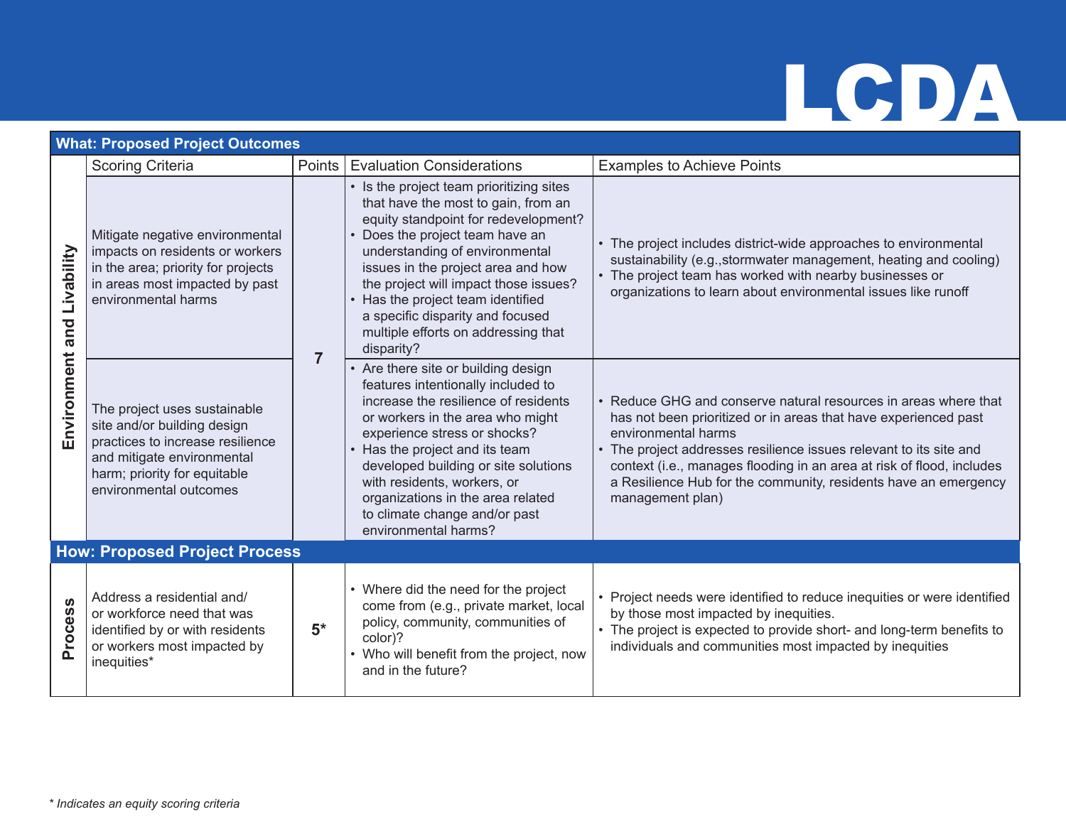# LCDA

| | Scoring Criteria | Points | Evaluation Considerations | Examples to Achieve Points |
|---|---|---|---|---|
| **What: Proposed Project Outcomes** | | | | |
| Environment and Livability | Mitigate negative environmental impacts on residents or workers in the area; priority for projects in areas most impacted by past environmental harms | 7 | • Is the project team prioritizing sites that have the most to gain, from an equity standpoint for redevelopment?<br>• Does the project team have an understanding of environmental issues in the project area and how the project will impact those issues?<br>• Has the project team identified a specific disparity and focused multiple efforts on addressing that disparity? | • The project includes district-wide approaches to environmental sustainability (e.g.,stormwater management, heating and cooling)<br>• The project team has worked with nearby businesses or organizations to learn about environmental issues like runoff |
| | The project uses sustainable site and/or building design practices to increase resilience and mitigate environmental harm; priority for equitable environmental outcomes | | • Are there site or building design features intentionally included to increase the resilience of residents or workers in the area who might experience stress or shocks?<br>• Has the project and its team developed building or site solutions with residents, workers, or organizations in the area related to climate change and/or past environmental harms? | • Reduce GHG and conserve natural resources in areas where that has not been prioritized or in areas that have experienced past environmental harms<br>• The project addresses resilience issues relevant to its site and context (i.e., manages flooding in an area at risk of flood, includes a Resilience Hub for the community, residents have an emergency management plan) |
| **How: Proposed Project Process** | | | | |
| Process | Address a residential and/or workforce need that was identified by or with residents or workers most impacted by inequities* | 5* | • Where did the need for the project come from (e.g., private market, local policy, community, communities of color)?<br>• Who will benefit from the project, now and in the future? | • Project needs were identified to reduce inequities or were identified by those most impacted by inequities.<br>• The project is expected to provide short- and long-term benefits to individuals and communities most impacted by inequities |

*\* Indicates an equity scoring criteria*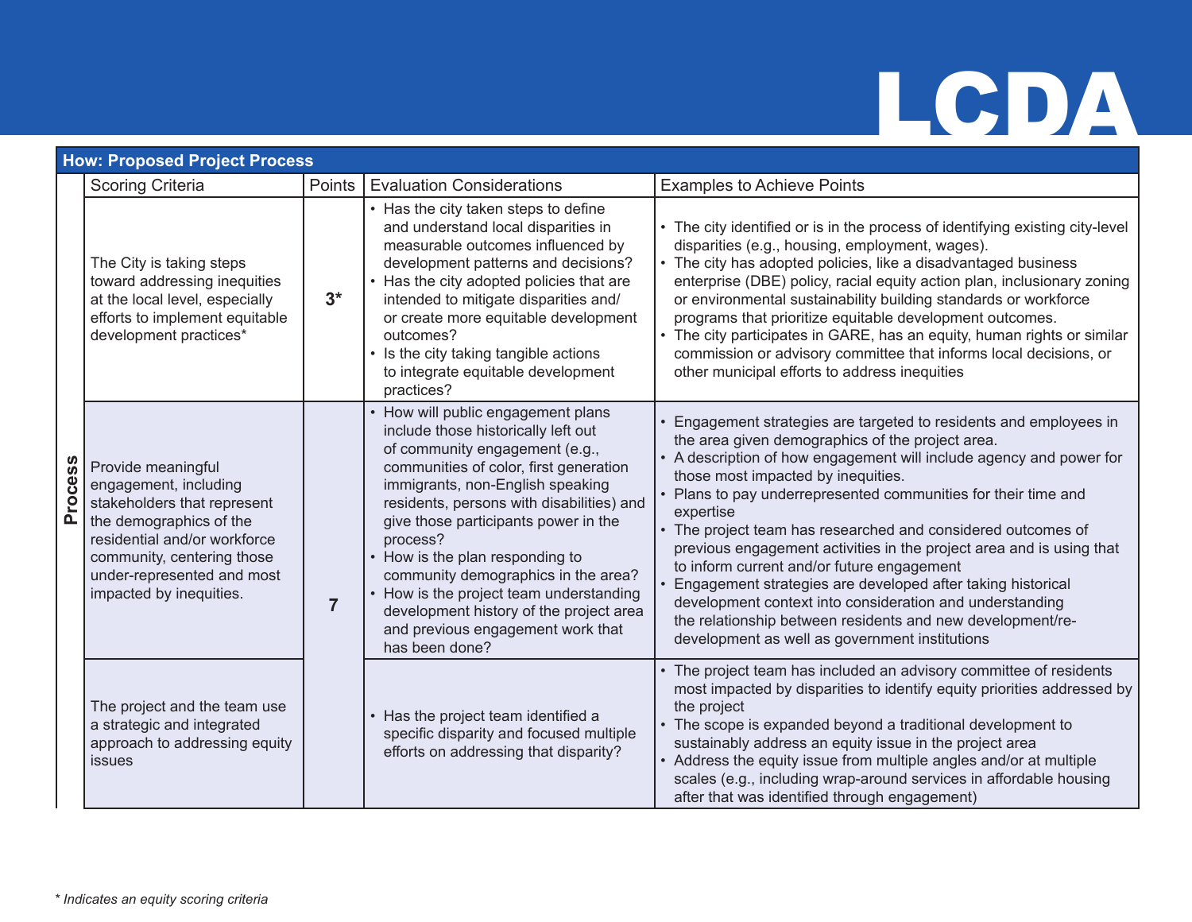# LCDA

## How: Proposed Project Process

| | Scoring Criteria | Points | Evaluation Considerations | Examples to Achieve Points |
|---|---|---|---|---|
| Process | The City is taking steps toward addressing inequities at the local level, especially efforts to implement equitable development practices* | 3* | • Has the city taken steps to define and understand local disparities in measurable outcomes influenced by development patterns and decisions?<br>• Has the city adopted policies that are intended to mitigate disparities and/ or create more equitable development outcomes?<br>• Is the city taking tangible actions to integrate equitable development practices? | • The city identified or is in the process of identifying existing city-level disparities (e.g., housing, employment, wages).<br>• The city has adopted policies, like a disadvantaged business enterprise (DBE) policy, racial equity action plan, inclusionary zoning or environmental sustainability building standards or workforce programs that prioritize equitable development outcomes.<br>• The city participates in GARE, has an equity, human rights or similar commission or advisory committee that informs local decisions, or other municipal efforts to address inequities |
| | Provide meaningful engagement, including stakeholders that represent the demographics of the residential and/or workforce community, centering those under-represented and most impacted by inequities. | 7 | • How will public engagement plans include those historically left out of community engagement (e.g., communities of color, first generation immigrants, non-English speaking residents, persons with disabilities) and give those participants power in the process?<br>• How is the plan responding to community demographics in the area?<br>• How is the project team understanding development history of the project area and previous engagement work that has been done? | • Engagement strategies are targeted to residents and employees in the area given demographics of the project area.<br>• A description of how engagement will include agency and power for those most impacted by inequities.<br>• Plans to pay underrepresented communities for their time and expertise<br>• The project team has researched and considered outcomes of previous engagement activities in the project area and is using that to inform current and/or future engagement<br>• Engagement strategies are developed after taking historical development context into consideration and understanding the relationship between residents and new development/re-development as well as government institutions |
| | The project and the team use a strategic and integrated approach to addressing equity issues | | • Has the project team identified a specific disparity and focused multiple efforts on addressing that disparity? | • The project team has included an advisory committee of residents most impacted by disparities to identify equity priorities addressed by the project<br>• The scope is expanded beyond a traditional development to sustainably address an equity issue in the project area<br>• Address the equity issue from multiple angles and/or at multiple scales (e.g., including wrap-around services in affordable housing after that was identified through engagement) |

*\* Indicates an equity scoring criteria*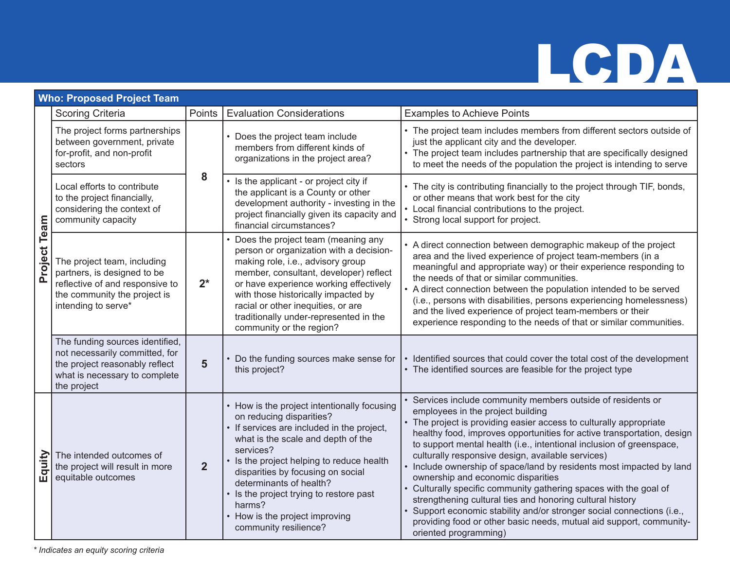LCDA

| Who: Proposed Project Team | | | | |
|---|---|---|---|---|
| | Scoring Criteria | Points | Evaluation Considerations | Examples to Achieve Points |
| Project Team | The project forms partnerships between government, private for-profit, and non-profit sectors | 8 | • Does the project team include members from different kinds of organizations in the project area? | • The project team includes members from different sectors outside of just the applicant city and the developer.<br>• The project team includes partnership that are specifically designed to meet the needs of the population the project is intending to serve |
| | Local efforts to contribute to the project financially, considering the context of community capacity | | • Is the applicant - or project city if the applicant is a County or other development authority - investing in the project financially given its capacity and financial circumstances? | • The city is contributing financially to the project through TIF, bonds, or other means that work best for the city<br>• Local financial contributions to the project.<br>• Strong local support for project. |
| | The project team, including partners, is designed to be reflective of and responsive to the community the project is intending to serve* | 2* | • Does the project team (meaning any person or organization with a decision-making role, i.e., advisory group member, consultant, developer) reflect or have experience working effectively with those historically impacted by racial or other inequities, or are traditionally under-represented in the community or the region? | • A direct connection between demographic makeup of the project area and the lived experience of project team-members (in a meaningful and appropriate way) or their experience responding to the needs of that or similar communities.<br>• A direct connection between the population intended to be served (i.e., persons with disabilities, persons experiencing homelessness) and the lived experience of project team-members or their experience responding to the needs of that or similar communities. |
| | The funding sources identified, not necessarily committed, for the project reasonably reflect what is necessary to complete the project | 5 | • Do the funding sources make sense for this project? | • Identified sources that could cover the total cost of the development<br>• The identified sources are feasible for the project type |
| Equity | The intended outcomes of the project will result in more equitable outcomes | 2 | • How is the project intentionally focusing on reducing disparities?<br>• If services are included in the project, what is the scale and depth of the services?<br>• Is the project helping to reduce health disparities by focusing on social determinants of health?<br>• Is the project trying to restore past harms?<br>• How is the project improving community resilience? | • Services include community members outside of residents or employees in the project building<br>• The project is providing easier access to culturally appropriate healthy food, improves opportunities for active transportation, design to support mental health (i.e., intentional inclusion of greenspace, culturally responsive design, available services)<br>• Include ownership of space/land by residents most impacted by land ownership and economic disparities<br>• Culturally specific community gathering spaces with the goal of strengthening cultural ties and honoring cultural history<br>• Support economic stability and/or stronger social connections (i.e., providing food or other basic needs, mutual aid support, community-oriented programming) |

*\* Indicates an equity scoring criteria*